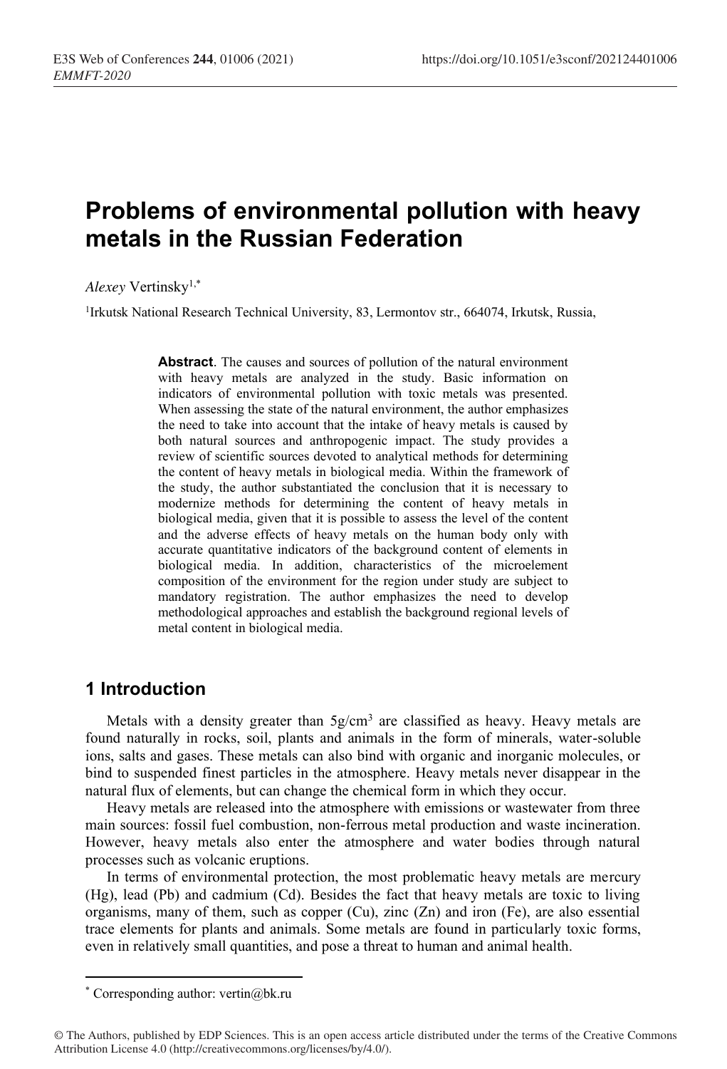# Problems of environmental pollution with heavy metals in the Russian Federation

*Alexey* Vertinsky[1,*]

[1]Irkutsk National Research Technical University, 83, Lermontov str., 664074, Irkutsk, Russia,

**Abstract**. The causes and sources of pollution of the natural environment with heavy metals are analyzed in the study. Basic information on indicators of environmental pollution with toxic metals was presented. When assessing the state of the natural environment, the author emphasizes the need to take into account that the intake of heavy metals is caused by both natural sources and anthropogenic impact. The study provides a review of scientific sources devoted to analytical methods for determining the content of heavy metals in biological media. Within the framework of the study, the author substantiated the conclusion that it is necessary to modernize methods for determining the content of heavy metals in biological media, given that it is possible to assess the level of the content and the adverse effects of heavy metals on the human body only with accurate quantitative indicators of the background content of elements in biological media. In addition, characteristics of the microelement composition of the environment for the region under study are subject to mandatory registration. The author emphasizes the need to develop methodological approaches and establish the background regional levels of metal content in biological media.

## 1 Introduction

Metals with a density greater than $5 g/cm^3$ are classified as heavy. Heavy metals are found naturally in rocks, soil, plants and animals in the form of minerals, water-soluble ions, salts and gases. These metals can also bind with organic and inorganic molecules, or bind to suspended finest particles in the atmosphere. Heavy metals never disappear in the natural flux of elements, but can change the chemical form in which they occur.

Heavy metals are released into the atmosphere with emissions or wastewater from three main sources: fossil fuel combustion, non-ferrous metal production and waste incineration. However, heavy metals also enter the atmosphere and water bodies through natural processes such as volcanic eruptions.

In terms of environmental protection, the most problematic heavy metals are mercury (Hg), lead (Pb) and cadmium (Cd). Besides the fact that heavy metals are toxic to living organisms, many of them, such as copper (Cu), zinc (Zn) and iron (Fe), are also essential trace elements for plants and animals. Some metals are found in particularly toxic forms, even in relatively small quantities, and pose a threat to human and animal health.

* Corresponding author: vertin@bk.ru

© The Authors, published by EDP Sciences. This is an open access article distributed under the terms of the Creative Commons Attribution License 4.0 (http://creativecommons.org/licenses/by/4.0/).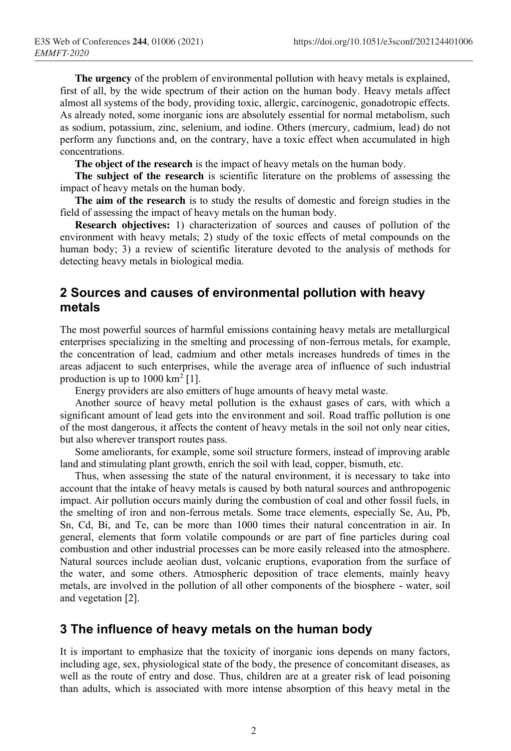**The urgency** of the problem of environmental pollution with heavy metals is explained, first of all, by the wide spectrum of their action on the human body. Heavy metals affect almost all systems of the body, providing toxic, allergic, carcinogenic, gonadotropic effects. As already noted, some inorganic ions are absolutely essential for normal metabolism, such as sodium, potassium, zinc, selenium, and iodine. Others (mercury, cadmium, lead) do not perform any functions and, on the contrary, have a toxic effect when accumulated in high concentrations.

**The object of the research** is the impact of heavy metals on the human body.

**The subject of the research** is scientific literature on the problems of assessing the impact of heavy metals on the human body.

**The aim of the research** is to study the results of domestic and foreign studies in the field of assessing the impact of heavy metals on the human body.

**Research objectives:** 1) characterization of sources and causes of pollution of the environment with heavy metals; 2) study of the toxic effects of metal compounds on the human body; 3) a review of scientific literature devoted to the analysis of methods for detecting heavy metals in biological media.

## 2 Sources and causes of environmental pollution with heavy metals

The most powerful sources of harmful emissions containing heavy metals are metallurgical enterprises specializing in the smelting and processing of non-ferrous metals, for example, the concentration of lead, cadmium and other metals increases hundreds of times in the areas adjacent to such enterprises, while the average area of influence of such industrial production is up to 1000 km$^2$ [1].

Energy providers are also emitters of huge amounts of heavy metal waste.

Another source of heavy metal pollution is the exhaust gases of cars, with which a significant amount of lead gets into the environment and soil. Road traffic pollution is one of the most dangerous, it affects the content of heavy metals in the soil not only near cities, but also wherever transport routes pass.

Some ameliorants, for example, some soil structure formers, instead of improving arable land and stimulating plant growth, enrich the soil with lead, copper, bismuth, etc.

Thus, when assessing the state of the natural environment, it is necessary to take into account that the intake of heavy metals is caused by both natural sources and anthropogenic impact. Air pollution occurs mainly during the combustion of coal and other fossil fuels, in the smelting of iron and non-ferrous metals. Some trace elements, especially Se, Au, Pb, Sn, Cd, Bi, and Te, can be more than 1000 times their natural concentration in air. In general, elements that form volatile compounds or are part of fine particles during coal combustion and other industrial processes can be more easily released into the atmosphere. Natural sources include aeolian dust, volcanic eruptions, evaporation from the surface of the water, and some others. Atmospheric deposition of trace elements, mainly heavy metals, are involved in the pollution of all other components of the biosphere - water, soil and vegetation [2].

## 3 The influence of heavy metals on the human body

It is important to emphasize that the toxicity of inorganic ions depends on many factors, including age, sex, physiological state of the body, the presence of concomitant diseases, as well as the route of entry and dose. Thus, children are at a greater risk of lead poisoning than adults, which is associated with more intense absorption of this heavy metal in the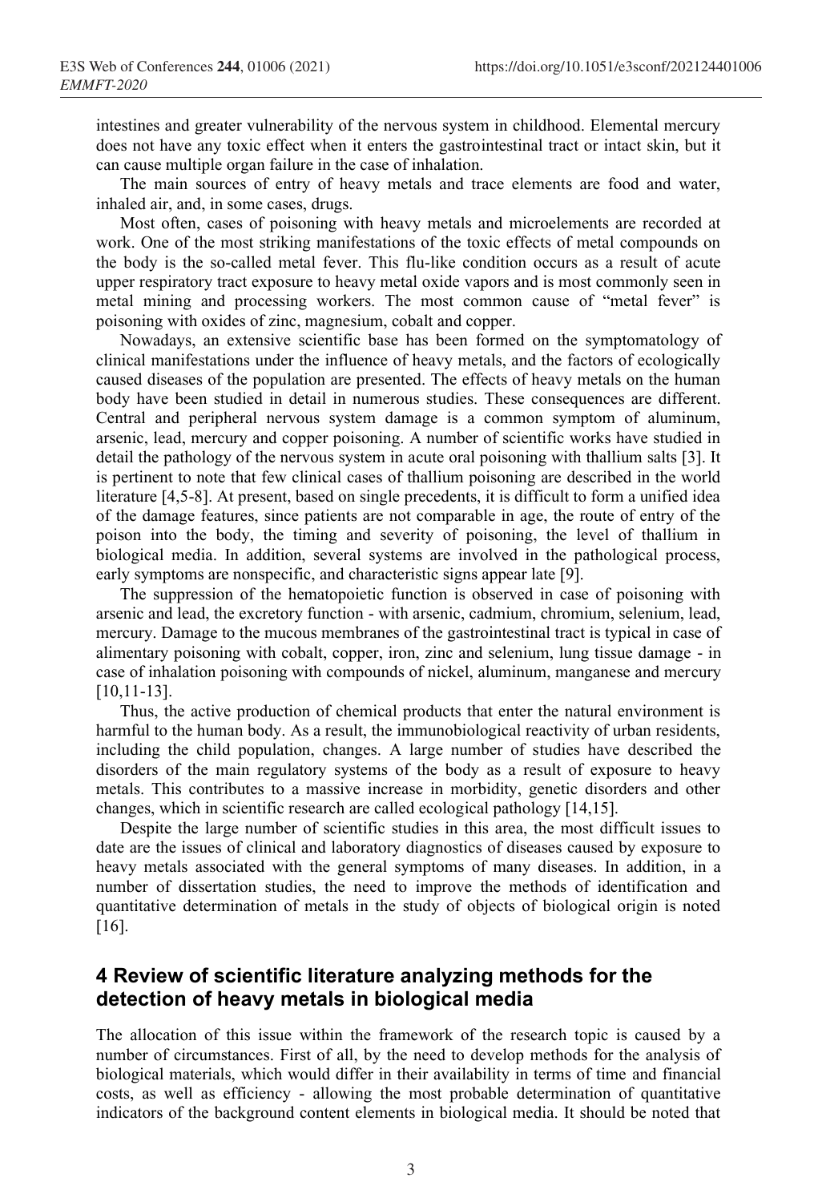intestines and greater vulnerability of the nervous system in childhood. Elemental mercury does not have any toxic effect when it enters the gastrointestinal tract or intact skin, but it can cause multiple organ failure in the case of inhalation.

The main sources of entry of heavy metals and trace elements are food and water, inhaled air, and, in some cases, drugs.

Most often, cases of poisoning with heavy metals and microelements are recorded at work. One of the most striking manifestations of the toxic effects of metal compounds on the body is the so-called metal fever. This flu-like condition occurs as a result of acute upper respiratory tract exposure to heavy metal oxide vapors and is most commonly seen in metal mining and processing workers. The most common cause of "metal fever" is poisoning with oxides of zinc, magnesium, cobalt and copper.

Nowadays, an extensive scientific base has been formed on the symptomatology of clinical manifestations under the influence of heavy metals, and the factors of ecologically caused diseases of the population are presented. The effects of heavy metals on the human body have been studied in detail in numerous studies. These consequences are different. Central and peripheral nervous system damage is a common symptom of aluminum, arsenic, lead, mercury and copper poisoning. A number of scientific works have studied in detail the pathology of the nervous system in acute oral poisoning with thallium salts [3]. It is pertinent to note that few clinical cases of thallium poisoning are described in the world literature [4,5-8]. At present, based on single precedents, it is difficult to form a unified idea of the damage features, since patients are not comparable in age, the route of entry of the poison into the body, the timing and severity of poisoning, the level of thallium in biological media. In addition, several systems are involved in the pathological process, early symptoms are nonspecific, and characteristic signs appear late [9].

The suppression of the hematopoietic function is observed in case of poisoning with arsenic and lead, the excretory function - with arsenic, cadmium, chromium, selenium, lead, mercury. Damage to the mucous membranes of the gastrointestinal tract is typical in case of alimentary poisoning with cobalt, copper, iron, zinc and selenium, lung tissue damage - in case of inhalation poisoning with compounds of nickel, aluminum, manganese and mercury [10,11-13].

Thus, the active production of chemical products that enter the natural environment is harmful to the human body. As a result, the immunobiological reactivity of urban residents, including the child population, changes. A large number of studies have described the disorders of the main regulatory systems of the body as a result of exposure to heavy metals. This contributes to a massive increase in morbidity, genetic disorders and other changes, which in scientific research are called ecological pathology [14,15].

Despite the large number of scientific studies in this area, the most difficult issues to date are the issues of clinical and laboratory diagnostics of diseases caused by exposure to heavy metals associated with the general symptoms of many diseases. In addition, in a number of dissertation studies, the need to improve the methods of identification and quantitative determination of metals in the study of objects of biological origin is noted [16].

## 4 Review of scientific literature analyzing methods for the detection of heavy metals in biological media

The allocation of this issue within the framework of the research topic is caused by a number of circumstances. First of all, by the need to develop methods for the analysis of biological materials, which would differ in their availability in terms of time and financial costs, as well as efficiency - allowing the most probable determination of quantitative indicators of the background content elements in biological media. It should be noted that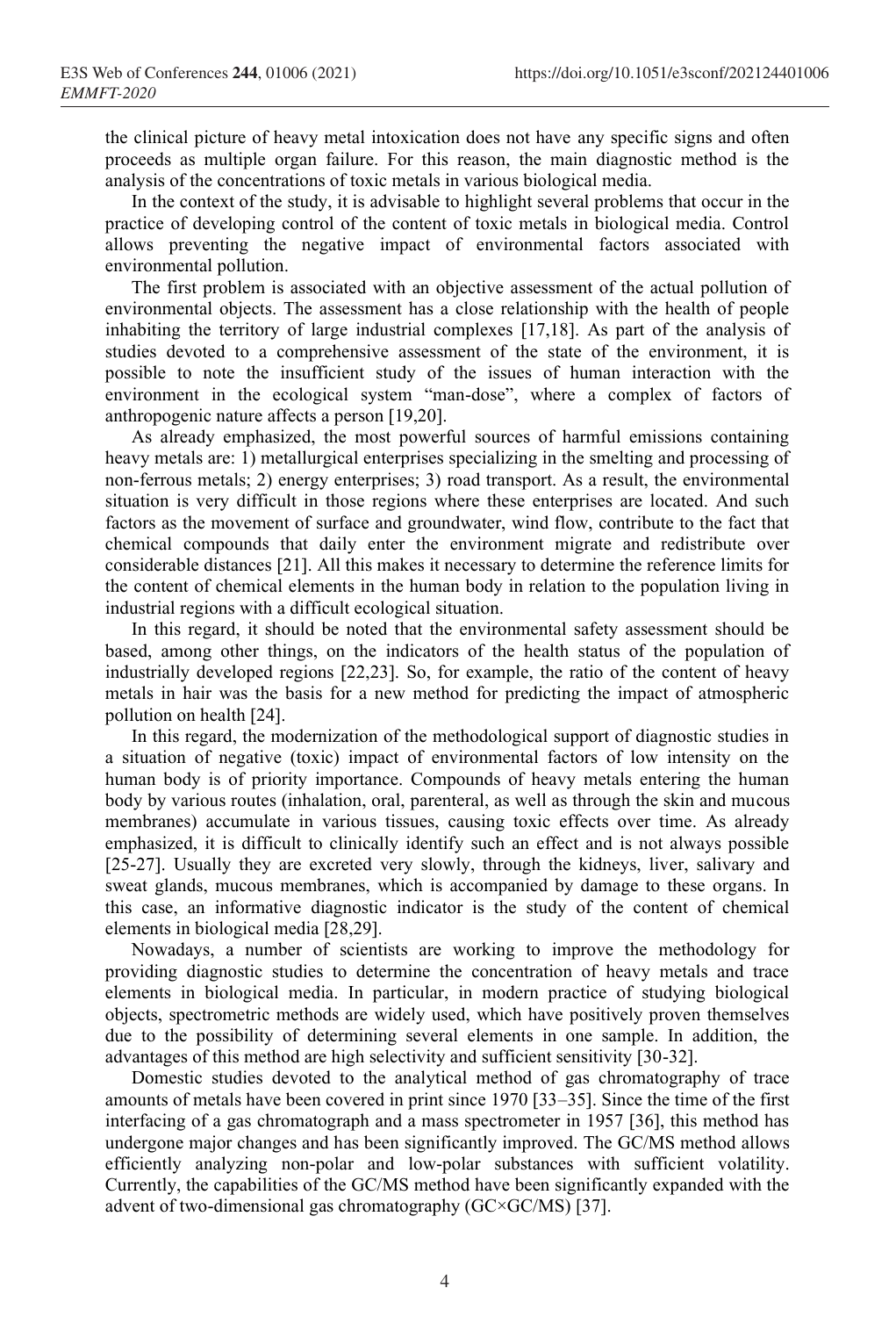the clinical picture of heavy metal intoxication does not have any specific signs and often proceeds as multiple organ failure. For this reason, the main diagnostic method is the analysis of the concentrations of toxic metals in various biological media.

In the context of the study, it is advisable to highlight several problems that occur in the practice of developing control of the content of toxic metals in biological media. Control allows preventing the negative impact of environmental factors associated with environmental pollution.

The first problem is associated with an objective assessment of the actual pollution of environmental objects. The assessment has a close relationship with the health of people inhabiting the territory of large industrial complexes [17,18]. As part of the analysis of studies devoted to a comprehensive assessment of the state of the environment, it is possible to note the insufficient study of the issues of human interaction with the environment in the ecological system "man-dose", where a complex of factors of anthropogenic nature affects a person [19,20].

As already emphasized, the most powerful sources of harmful emissions containing heavy metals are: 1) metallurgical enterprises specializing in the smelting and processing of non-ferrous metals; 2) energy enterprises; 3) road transport. As a result, the environmental situation is very difficult in those regions where these enterprises are located. And such factors as the movement of surface and groundwater, wind flow, contribute to the fact that chemical compounds that daily enter the environment migrate and redistribute over considerable distances [21]. All this makes it necessary to determine the reference limits for the content of chemical elements in the human body in relation to the population living in industrial regions with a difficult ecological situation.

In this regard, it should be noted that the environmental safety assessment should be based, among other things, on the indicators of the health status of the population of industrially developed regions [22,23]. So, for example, the ratio of the content of heavy metals in hair was the basis for a new method for predicting the impact of atmospheric pollution on health [24].

In this regard, the modernization of the methodological support of diagnostic studies in a situation of negative (toxic) impact of environmental factors of low intensity on the human body is of priority importance. Compounds of heavy metals entering the human body by various routes (inhalation, oral, parenteral, as well as through the skin and mucous membranes) accumulate in various tissues, causing toxic effects over time. As already emphasized, it is difficult to clinically identify such an effect and is not always possible [25-27]. Usually they are excreted very slowly, through the kidneys, liver, salivary and sweat glands, mucous membranes, which is accompanied by damage to these organs. In this case, an informative diagnostic indicator is the study of the content of chemical elements in biological media [28,29].

Nowadays, a number of scientists are working to improve the methodology for providing diagnostic studies to determine the concentration of heavy metals and trace elements in biological media. In particular, in modern practice of studying biological objects, spectrometric methods are widely used, which have positively proven themselves due to the possibility of determining several elements in one sample. In addition, the advantages of this method are high selectivity and sufficient sensitivity [30-32].

Domestic studies devoted to the analytical method of gas chromatography of trace amounts of metals have been covered in print since 1970 [33–35]. Since the time of the first interfacing of a gas chromatograph and a mass spectrometer in 1957 [36], this method has undergone major changes and has been significantly improved. The GC/MS method allows efficiently analyzing non-polar and low-polar substances with sufficient volatility. Currently, the capabilities of the GC/MS method have been significantly expanded with the advent of two-dimensional gas chromatography (GC×GC/MS) [37].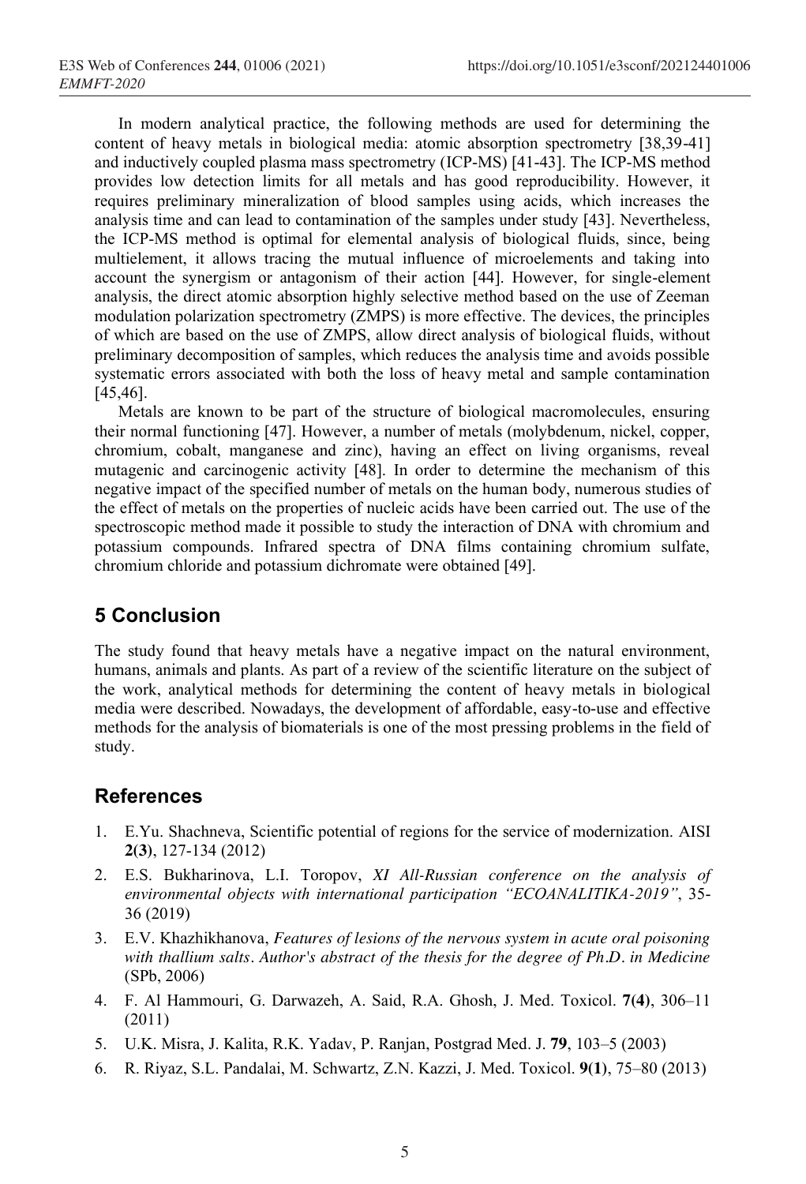In modern analytical practice, the following methods are used for determining the content of heavy metals in biological media: atomic absorption spectrometry [38,39-41] and inductively coupled plasma mass spectrometry (ICP-MS) [41-43]. The ICP-MS method provides low detection limits for all metals and has good reproducibility. However, it requires preliminary mineralization of blood samples using acids, which increases the analysis time and can lead to contamination of the samples under study [43]. Nevertheless, the ICP-MS method is optimal for elemental analysis of biological fluids, since, being multielement, it allows tracing the mutual influence of microelements and taking into account the synergism or antagonism of their action [44]. However, for single-element analysis, the direct atomic absorption highly selective method based on the use of Zeeman modulation polarization spectrometry (ZMPS) is more effective. The devices, the principles of which are based on the use of ZMPS, allow direct analysis of biological fluids, without preliminary decomposition of samples, which reduces the analysis time and avoids possible systematic errors associated with both the loss of heavy metal and sample contamination [45,46].

Metals are known to be part of the structure of biological macromolecules, ensuring their normal functioning [47]. However, a number of metals (molybdenum, nickel, copper, chromium, cobalt, manganese and zinc), having an effect on living organisms, reveal mutagenic and carcinogenic activity [48]. In order to determine the mechanism of this negative impact of the specified number of metals on the human body, numerous studies of the effect of metals on the properties of nucleic acids have been carried out. The use of the spectroscopic method made it possible to study the interaction of DNA with chromium and potassium compounds. Infrared spectra of DNA films containing chromium sulfate, chromium chloride and potassium dichromate were obtained [49].

## 5 Conclusion

The study found that heavy metals have a negative impact on the natural environment, humans, animals and plants. As part of a review of the scientific literature on the subject of the work, analytical methods for determining the content of heavy metals in biological media were described. Nowadays, the development of affordable, easy-to-use and effective methods for the analysis of biomaterials is one of the most pressing problems in the field of study.

## References

1. E.Yu. Shachneva, Scientific potential of regions for the service of modernization. AISI **2(3)**, 127-134 (2012)
2. E.S. Bukharinova, L.I. Toropov, *XI All-Russian conference on the analysis of environmental objects with international participation "ECOANALITIKA-2019"*, 35-36 (2019)
3. E.V. Khazhikhanova, *Features of lesions of the nervous system in acute oral poisoning with thallium salts*. *Author's abstract of the thesis for the degree of Ph.D. in Medicine* (SPb, 2006)
4. F. Al Hammouri, G. Darwazeh, A. Said, R.A. Ghosh, J. Med. Toxicol. **7(4)**, 306–11 (2011)
5. U.K. Misra, J. Kalita, R.K. Yadav, P. Ranjan, Postgrad Med. J. **79**, 103–5 (2003)
6. R. Riyaz, S.L. Pandalai, M. Schwartz, Z.N. Kazzi, J. Med. Toxicol. **9(1)**, 75–80 (2013)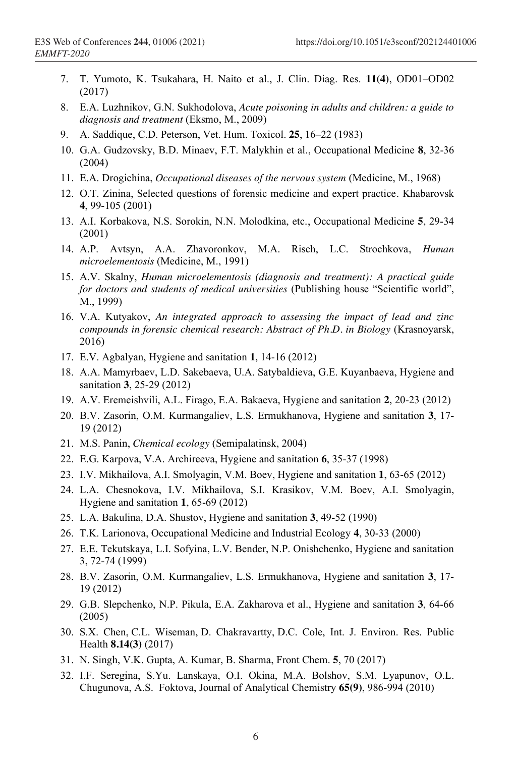7. T. Yumoto, K. Tsukahara, H. Naito et al., J. Clin. Diag. Res. **11(4)**, OD01–OD02 (2017)
8. E.A. Luzhnikov, G.N. Sukhodolova, *Acute poisoning in adults and children: a guide to diagnosis and treatment* (Eksmo, M., 2009)
9. A. Saddique, C.D. Peterson, Vet. Hum. Toxicol. **25**, 16–22 (1983)
10. G.A. Gudzovsky, B.D. Minaev, F.T. Malykhin et al., Occupational Medicine **8**, 32-36 (2004)
11. E.A. Drogichina, *Occupational diseases of the nervous system* (Medicine, M., 1968)
12. O.T. Zinina, Selected questions of forensic medicine and expert practice. Khabarovsk **4**, 99-105 (2001)
13. A.I. Korbakova, N.S. Sorokin, N.N. Molodkina, etc., Occupational Medicine **5**, 29-34 (2001)
14. A.P. Avtsyn, A.A. Zhavoronkov, M.A. Risch, L.C. Strochkova, *Human microelementosis* (Medicine, M., 1991)
15. A.V. Skalny, *Human microelementosis (diagnosis and treatment): A practical guide for doctors and students of medical universities* (Publishing house "Scientific world", M., 1999)
16. V.A. Kutyakov, *An integrated approach to assessing the impact of lead and zinc compounds in forensic chemical research: Abstract of Ph.D. in Biology* (Krasnoyarsk, 2016)
17. E.V. Agbalyan, Hygiene and sanitation **1**, 14-16 (2012)
18. A.A. Mamyrbaev, L.D. Sakebaeva, U.A. Satybaldieva, G.E. Kuyanbaeva, Hygiene and sanitation **3**, 25-29 (2012)
19. A.V. Eremeishvili, A.L. Firago, E.A. Bakaeva, Hygiene and sanitation **2**, 20-23 (2012)
20. B.V. Zasorin, O.M. Kurmangaliev, L.S. Ermukhanova, Hygiene and sanitation **3**, 17-19 (2012)
21. M.S. Panin, *Chemical ecology* (Semipalatinsk, 2004)
22. E.G. Karpova, V.A. Archireeva, Hygiene and sanitation **6**, 35-37 (1998)
23. I.V. Mikhailova, A.I. Smolyagin, V.M. Boev, Hygiene and sanitation **1**, 63-65 (2012)
24. L.A. Chesnokova, I.V. Mikhailova, S.I. Krasikov, V.M. Boev, A.I. Smolyagin, Hygiene and sanitation **1**, 65-69 (2012)
25. L.A. Bakulina, D.A. Shustov, Hygiene and sanitation **3**, 49-52 (1990)
26. T.K. Larionova, Occupational Medicine and Industrial Ecology **4**, 30-33 (2000)
27. E.E. Tekutskaya, L.I. Sofyina, L.V. Bender, N.P. Onishchenko, Hygiene and sanitation 3, 72-74 (1999)
28. B.V. Zasorin, O.M. Kurmangaliev, L.S. Ermukhanova, Hygiene and sanitation **3**, 17-19 (2012)
29. G.B. Slepchenko, N.P. Pikula, E.A. Zakharova et al., Hygiene and sanitation **3**, 64-66 (2005)
30. S.X. Chen, C.L. Wiseman, D. Chakravartty, D.C. Cole, Int. J. Environ. Res. Public Health **8.14(3)** (2017)
31. N. Singh, V.K. Gupta, A. Kumar, B. Sharma, Front Chem. **5**, 70 (2017)
32. I.F. Seregina, S.Yu. Lanskaya, O.I. Okina, M.A. Bolshov, S.M. Lyapunov, O.L. Chugunova, A.S. Foktova, Journal of Analytical Chemistry **65(9)**, 986-994 (2010)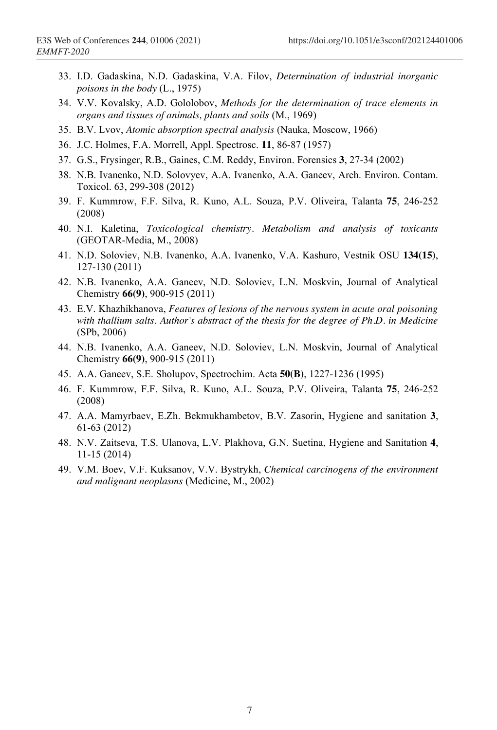33. I.D. Gadaskina, N.D. Gadaskina, V.A. Filov, *Determination of industrial inorganic poisons in the body* (L., 1975)
34. V.V. Kovalsky, A.D. Gololobov, *Methods for the determination of trace elements in organs and tissues of animals, plants and soils* (M., 1969)
35. B.V. Lvov, *Atomic absorption spectral analysis* (Nauka, Moscow, 1966)
36. J.C. Holmes, F.A. Morrell, Appl. Spectrosc. **11**, 86-87 (1957)
37. G.S., Frysinger, R.B., Gaines, C.M. Reddy, Environ. Forensics **3**, 27-34 (2002)
38. N.B. Ivanenko, N.D. Solovyev, A.A. Ivanenko, A.A. Ganeev, Arch. Environ. Contam. Toxicol. 63, 299-308 (2012)
39. F. Kummrow, F.F. Silva, R. Kuno, A.L. Souza, P.V. Oliveira, Talanta **75**, 246-252 (2008)
40. N.I. Kaletina, *Toxicological chemistry. Metabolism and analysis of toxicants* (GEOTAR-Media, M., 2008)
41. N.D. Soloviev, N.B. Ivanenko, A.A. Ivanenko, V.A. Kashuro, Vestnik OSU **134(15)**, 127-130 (2011)
42. N.B. Ivanenko, A.A. Ganeev, N.D. Soloviev, L.N. Moskvin, Journal of Analytical Chemistry **66(9)**, 900-915 (2011)
43. E.V. Khazhikhanova, *Features of lesions of the nervous system in acute oral poisoning with thallium salts. Author's abstract of the thesis for the degree of Ph.D. in Medicine* (SPb, 2006)
44. N.B. Ivanenko, A.A. Ganeev, N.D. Soloviev, L.N. Moskvin, Journal of Analytical Chemistry **66(9)**, 900-915 (2011)
45. A.A. Ganeev, S.E. Sholupov, Spectrochim. Acta **50(B)**, 1227-1236 (1995)
46. F. Kummrow, F.F. Silva, R. Kuno, A.L. Souza, P.V. Oliveira, Talanta **75**, 246-252 (2008)
47. A.A. Mamyrbaev, E.Zh. Bekmukhambetov, B.V. Zasorin, Hygiene and sanitation **3**, 61-63 (2012)
48. N.V. Zaitseva, T.S. Ulanova, L.V. Plakhova, G.N. Suetina, Hygiene and Sanitation **4**, 11-15 (2014)
49. V.M. Boev, V.F. Kuksanov, V.V. Bystrykh, *Chemical carcinogens of the environment and malignant neoplasms* (Medicine, M., 2002)